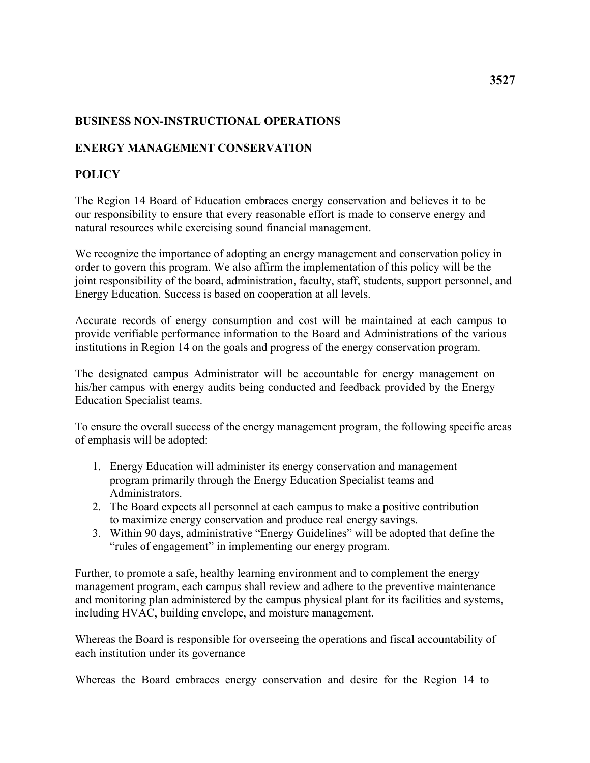# 3527

## BUSINESS NON-INSTRUCTIONAL OPERATIONS

## ENERGY MANAGEMENT CONSERVATION

## POLICY

The Region 14 Board of Education embraces energy conservation and believes it to be our responsibility to ensure that every reasonable effort is made to conserve energy and natural resources while exercising sound financial management.

We recognize the importance of adopting an energy management and conservation policy in order to govern this program. We also affirm the implementation of this policy will be the joint responsibility of the board, administration, faculty, staff, students, support personnel, and Energy Education. Success is based on cooperation at all levels.

Accurate records of energy consumption and cost will be maintained at each campus to provide verifiable performance information to the Board and Administrations of the various institutions in Region 14 on the goals and progress of the energy conservation program.

The designated campus Administrator will be accountable for energy management on his/her campus with energy audits being conducted and feedback provided by the Energy Education Specialist teams.

To ensure the overall success of the energy management program, the following specific areas of emphasis will be adopted:

1. Energy Education will administer its energy conservation and management program primarily through the Energy Education Specialist teams and Administrators.
2. The Board expects all personnel at each campus to make a positive contribution to maximize energy conservation and produce real energy savings.
3. Within 90 days, administrative "Energy Guidelines" will be adopted that define the "rules of engagement" in implementing our energy program.

Further, to promote a safe, healthy learning environment and to complement the energy management program, each campus shall review and adhere to the preventive maintenance and monitoring plan administered by the campus physical plant for its facilities and systems, including HVAC, building envelope, and moisture management.

Whereas the Board is responsible for overseeing the operations and fiscal accountability of each institution under its governance

Whereas the Board embraces energy conservation and desire for the Region 14 to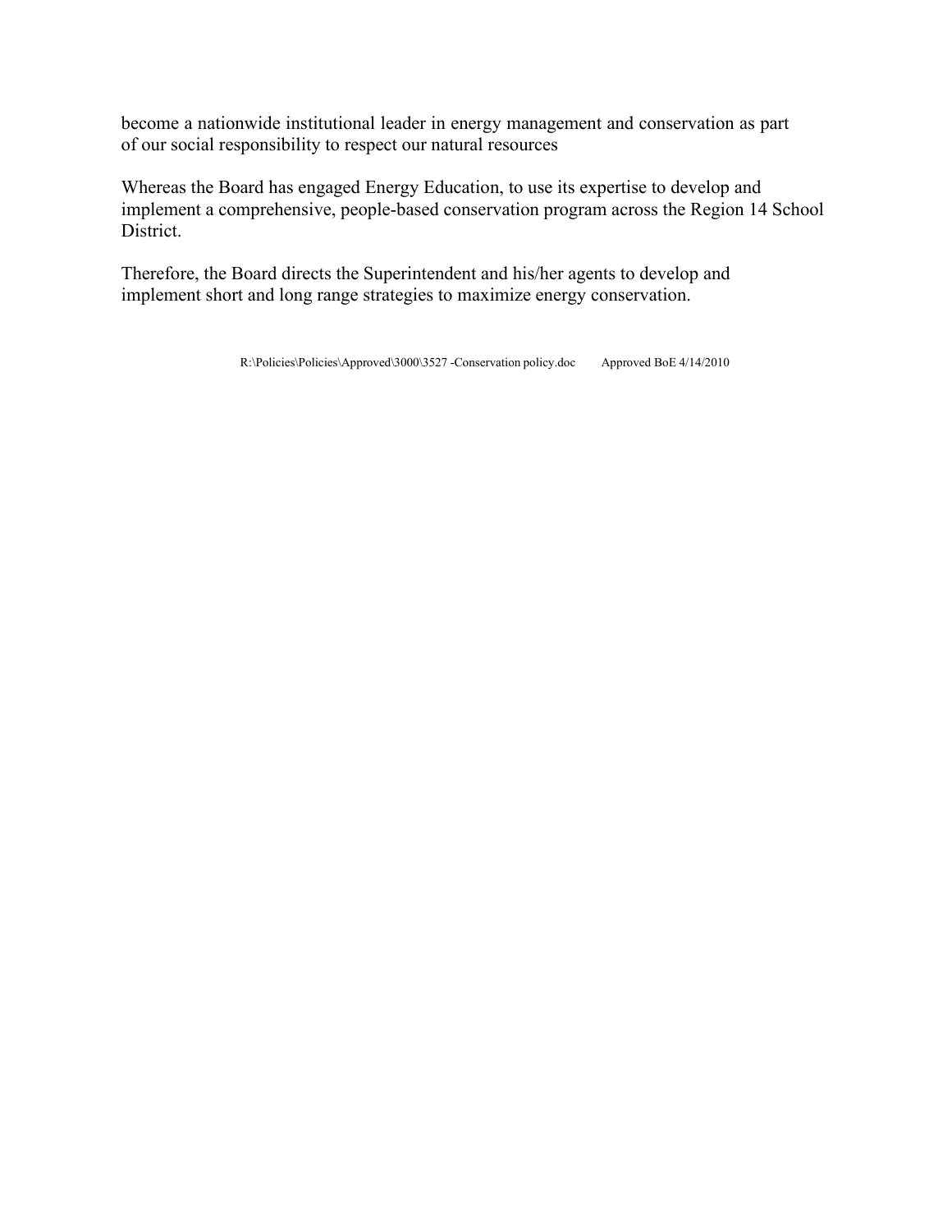become a nationwide institutional leader in energy management and conservation as part of our social responsibility to respect our natural resources

Whereas the Board has engaged Energy Education, to use its expertise to develop and implement a comprehensive, people-based conservation program across the Region 14 School District.

Therefore, the Board directs the Superintendent and his/her agents to develop and implement short and long range strategies to maximize energy conservation.

R:\Policies\Policies\Approved\3000\3527 -Conservation policy.doc Approved BoE 4/14/2010